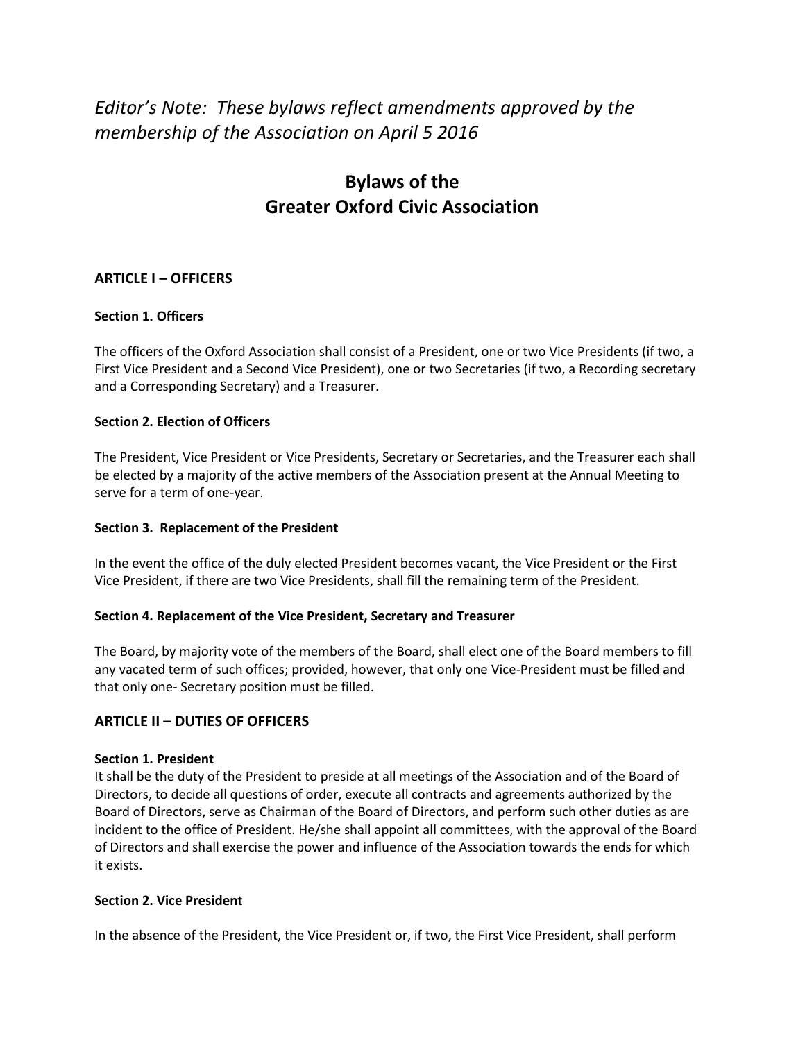*Editor's Note: These bylaws reflect amendments approved by the membership of the Association on April 5 2016*

# Bylaws of the Greater Oxford Civic Association

## ARTICLE I – OFFICERS

### Section 1. Officers

The officers of the Oxford Association shall consist of a President, one or two Vice Presidents (if two, a First Vice President and a Second Vice President), one or two Secretaries (if two, a Recording secretary and a Corresponding Secretary) and a Treasurer.

### Section 2. Election of Officers

The President, Vice President or Vice Presidents, Secretary or Secretaries, and the Treasurer each shall be elected by a majority of the active members of the Association present at the Annual Meeting to serve for a term of one-year.

### Section 3. Replacement of the President

In the event the office of the duly elected President becomes vacant, the Vice President or the First Vice President, if there are two Vice Presidents, shall fill the remaining term of the President.

### Section 4. Replacement of the Vice President, Secretary and Treasurer

The Board, by majority vote of the members of the Board, shall elect one of the Board members to fill any vacated term of such offices; provided, however, that only one Vice-President must be filled and that only one- Secretary position must be filled.

## ARTICLE II – DUTIES OF OFFICERS

### Section 1. President

It shall be the duty of the President to preside at all meetings of the Association and of the Board of Directors, to decide all questions of order, execute all contracts and agreements authorized by the Board of Directors, serve as Chairman of the Board of Directors, and perform such other duties as are incident to the office of President. He/she shall appoint all committees, with the approval of the Board of Directors and shall exercise the power and influence of the Association towards the ends for which it exists.

### Section 2. Vice President

In the absence of the President, the Vice President or, if two, the First Vice President, shall perform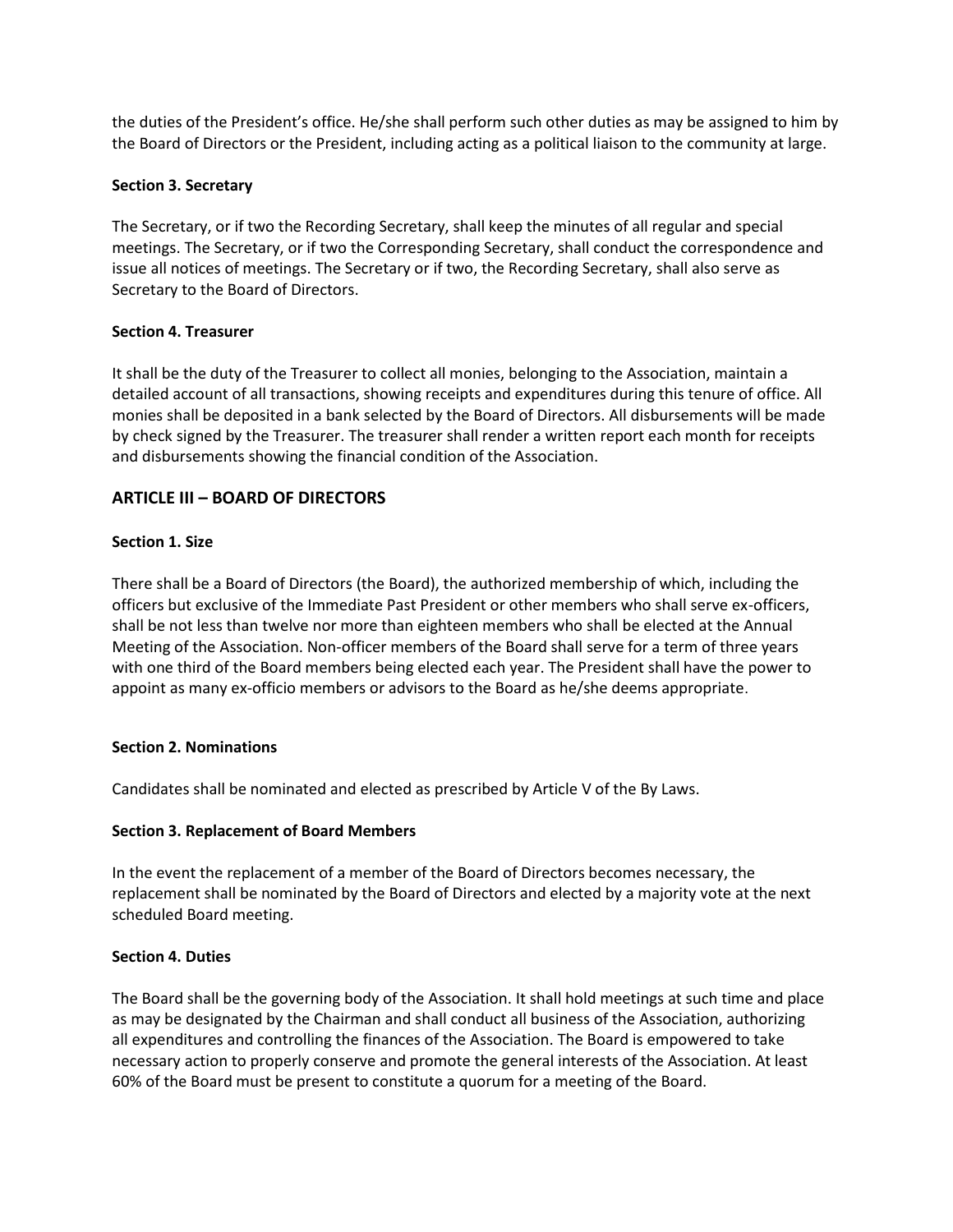the duties of the President's office. He/she shall perform such other duties as may be assigned to him by the Board of Directors or the President, including acting as a political liaison to the community at large.

**Section 3. Secretary**

The Secretary, or if two the Recording Secretary, shall keep the minutes of all regular and special meetings. The Secretary, or if two the Corresponding Secretary, shall conduct the correspondence and issue all notices of meetings. The Secretary or if two, the Recording Secretary, shall also serve as Secretary to the Board of Directors.

**Section 4. Treasurer**

It shall be the duty of the Treasurer to collect all monies, belonging to the Association, maintain a detailed account of all transactions, showing receipts and expenditures during this tenure of office. All monies shall be deposited in a bank selected by the Board of Directors. All disbursements will be made by check signed by the Treasurer. The treasurer shall render a written report each month for receipts and disbursements showing the financial condition of the Association.

## ARTICLE III – BOARD OF DIRECTORS

**Section 1. Size**

There shall be a Board of Directors (the Board), the authorized membership of which, including the officers but exclusive of the Immediate Past President or other members who shall serve ex-officers, shall be not less than twelve nor more than eighteen members who shall be elected at the Annual Meeting of the Association. Non-officer members of the Board shall serve for a term of three years with one third of the Board members being elected each year. The President shall have the power to appoint as many ex-officio members or advisors to the Board as he/she deems appropriate.

**Section 2. Nominations**

Candidates shall be nominated and elected as prescribed by Article V of the By Laws.

**Section 3. Replacement of Board Members**

In the event the replacement of a member of the Board of Directors becomes necessary, the replacement shall be nominated by the Board of Directors and elected by a majority vote at the next scheduled Board meeting.

**Section 4. Duties**

The Board shall be the governing body of the Association. It shall hold meetings at such time and place as may be designated by the Chairman and shall conduct all business of the Association, authorizing all expenditures and controlling the finances of the Association. The Board is empowered to take necessary action to properly conserve and promote the general interests of the Association. At least 60% of the Board must be present to constitute a quorum for a meeting of the Board.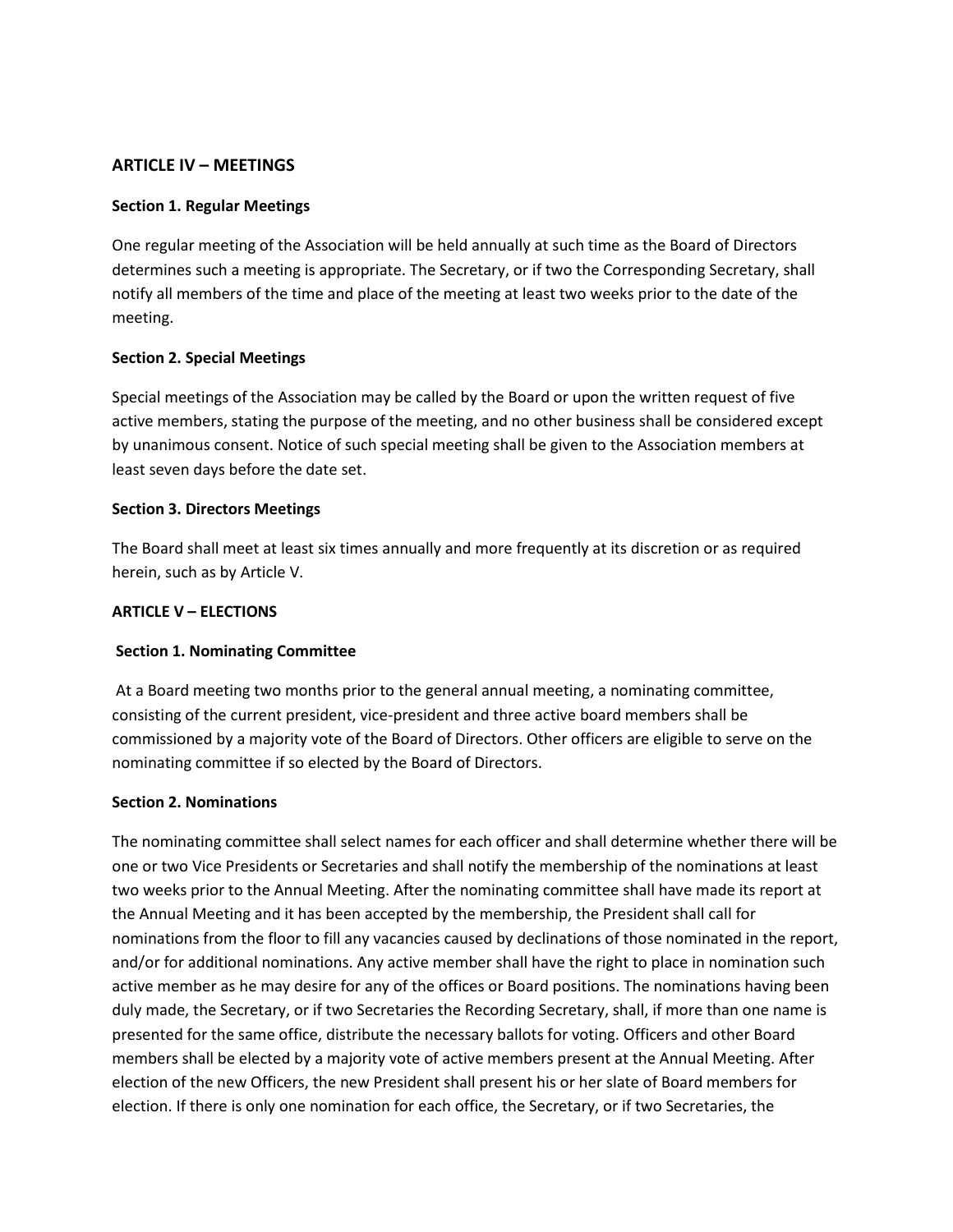## ARTICLE IV – MEETINGS

**Section 1. Regular Meetings**

One regular meeting of the Association will be held annually at such time as the Board of Directors determines such a meeting is appropriate. The Secretary, or if two the Corresponding Secretary, shall notify all members of the time and place of the meeting at least two weeks prior to the date of the meeting.

**Section 2. Special Meetings**

Special meetings of the Association may be called by the Board or upon the written request of five active members, stating the purpose of the meeting, and no other business shall be considered except by unanimous consent. Notice of such special meeting shall be given to the Association members at least seven days before the date set.

**Section 3. Directors Meetings**

The Board shall meet at least six times annually and more frequently at its discretion or as required herein, such as by Article V.

## ARTICLE V – ELECTIONS

**Section 1. Nominating Committee**

At a Board meeting two months prior to the general annual meeting, a nominating committee, consisting of the current president, vice-president and three active board members shall be commissioned by a majority vote of the Board of Directors. Other officers are eligible to serve on the nominating committee if so elected by the Board of Directors.

**Section 2. Nominations**

The nominating committee shall select names for each officer and shall determine whether there will be one or two Vice Presidents or Secretaries and shall notify the membership of the nominations at least two weeks prior to the Annual Meeting. After the nominating committee shall have made its report at the Annual Meeting and it has been accepted by the membership, the President shall call for nominations from the floor to fill any vacancies caused by declinations of those nominated in the report, and/or for additional nominations. Any active member shall have the right to place in nomination such active member as he may desire for any of the offices or Board positions. The nominations having been duly made, the Secretary, or if two Secretaries the Recording Secretary, shall, if more than one name is presented for the same office, distribute the necessary ballots for voting. Officers and other Board members shall be elected by a majority vote of active members present at the Annual Meeting. After election of the new Officers, the new President shall present his or her slate of Board members for election. If there is only one nomination for each office, the Secretary, or if two Secretaries, the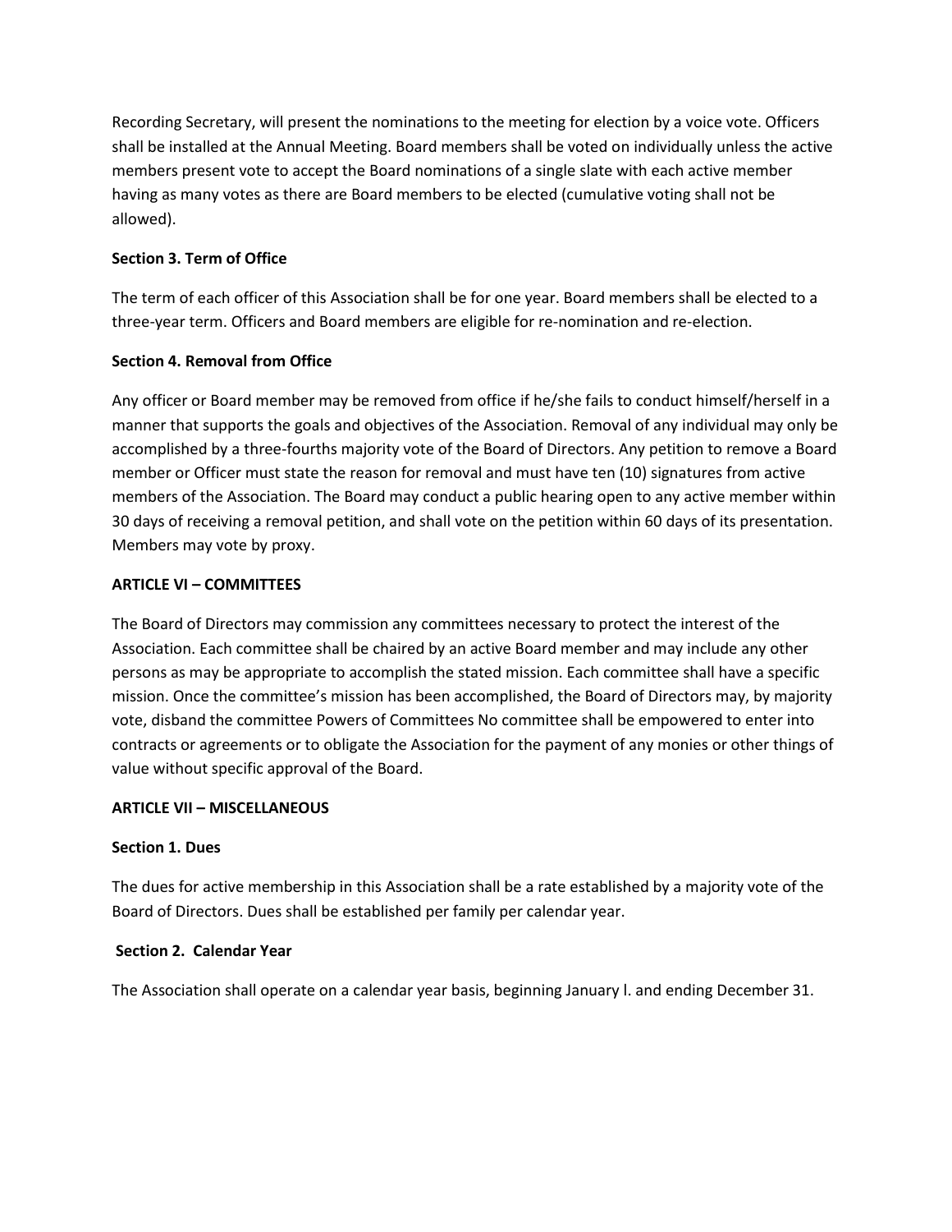Recording Secretary, will present the nominations to the meeting for election by a voice vote. Officers shall be installed at the Annual Meeting. Board members shall be voted on individually unless the active members present vote to accept the Board nominations of a single slate with each active member having as many votes as there are Board members to be elected (cumulative voting shall not be allowed).

**Section 3. Term of Office**

The term of each officer of this Association shall be for one year. Board members shall be elected to a three-year term. Officers and Board members are eligible for re-nomination and re-election.

**Section 4. Removal from Office**

Any officer or Board member may be removed from office if he/she fails to conduct himself/herself in a manner that supports the goals and objectives of the Association. Removal of any individual may only be accomplished by a three-fourths majority vote of the Board of Directors. Any petition to remove a Board member or Officer must state the reason for removal and must have ten (10) signatures from active members of the Association. The Board may conduct a public hearing open to any active member within 30 days of receiving a removal petition, and shall vote on the petition within 60 days of its presentation. Members may vote by proxy.

**ARTICLE VI – COMMITTEES**

The Board of Directors may commission any committees necessary to protect the interest of the Association. Each committee shall be chaired by an active Board member and may include any other persons as may be appropriate to accomplish the stated mission. Each committee shall have a specific mission. Once the committee's mission has been accomplished, the Board of Directors may, by majority vote, disband the committee Powers of Committees No committee shall be empowered to enter into contracts or agreements or to obligate the Association for the payment of any monies or other things of value without specific approval of the Board.

**ARTICLE VII – MISCELLANEOUS**

**Section 1. Dues**

The dues for active membership in this Association shall be a rate established by a majority vote of the Board of Directors. Dues shall be established per family per calendar year.

**Section 2. Calendar Year**

The Association shall operate on a calendar year basis, beginning January l. and ending December 31.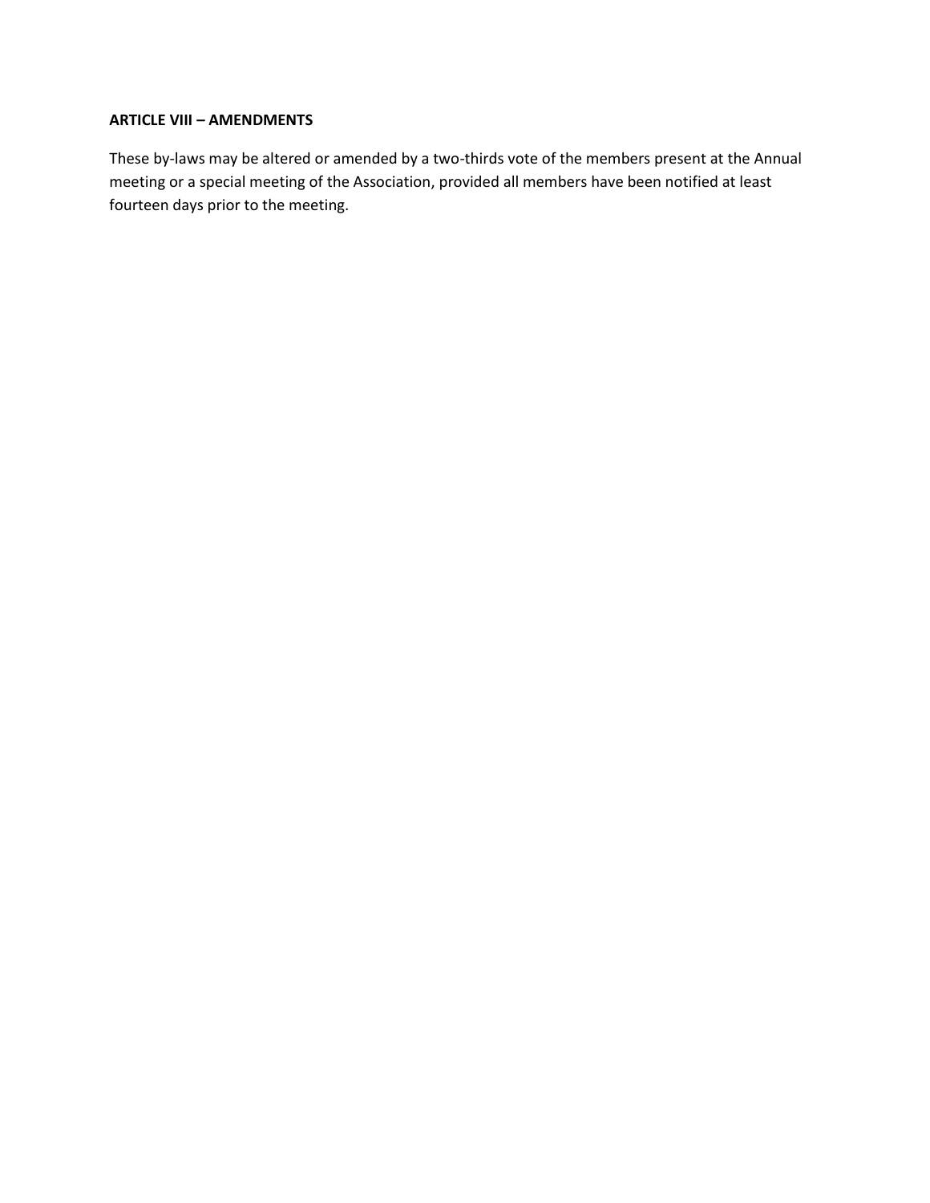**ARTICLE VIII – AMENDMENTS**

These by-laws may be altered or amended by a two-thirds vote of the members present at the Annual meeting or a special meeting of the Association, provided all members have been notified at least fourteen days prior to the meeting.